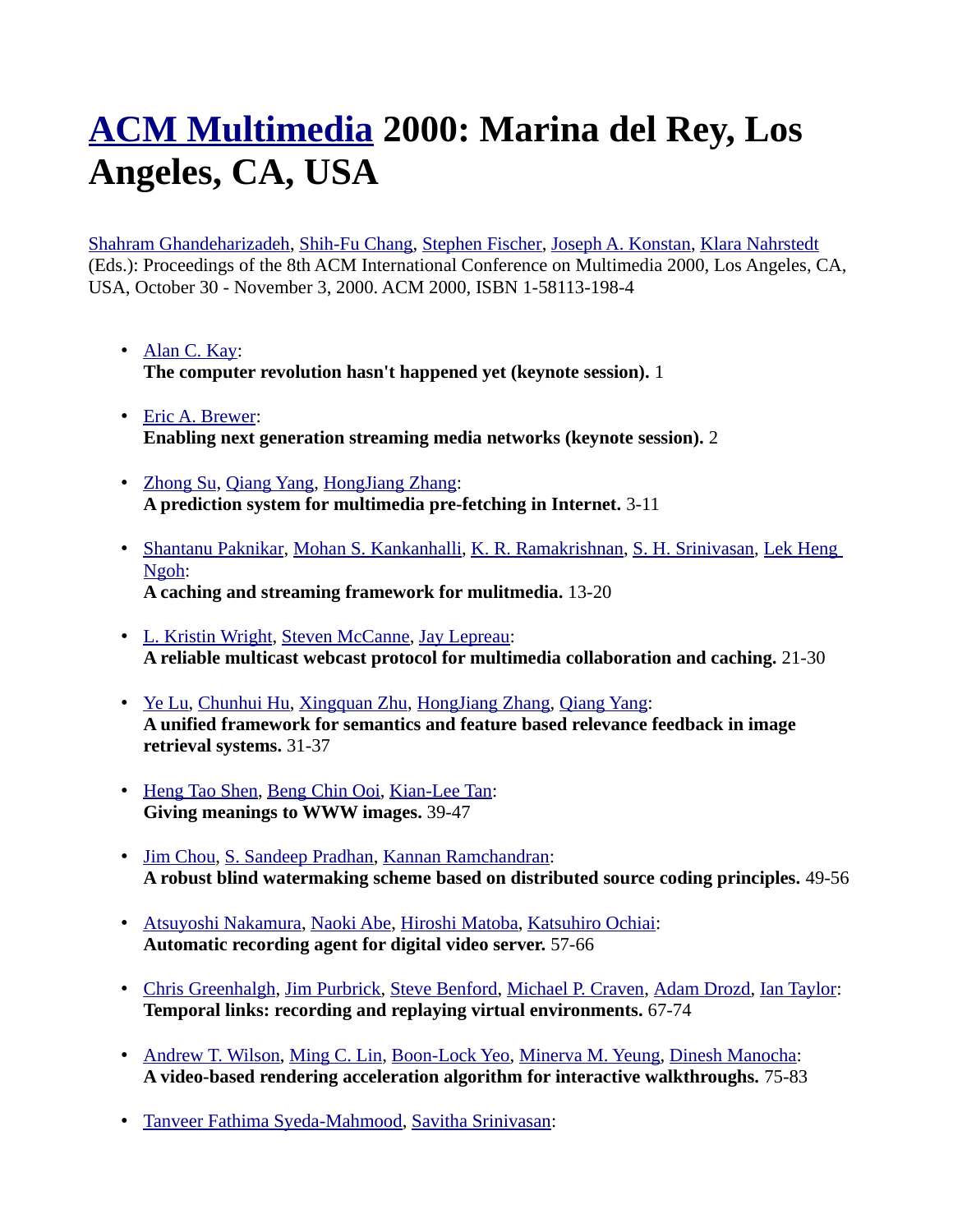# ACM Multimedia 2000: Marina del Rey, Los Angeles, CA, USA

Shahram Ghandeharizadeh, Shih-Fu Chang, Stephen Fischer, Joseph A. Konstan, Klara Nahrstedt (Eds.): Proceedings of the 8th ACM International Conference on Multimedia 2000, Los Angeles, CA, USA, October 30 - November 3, 2000. ACM 2000, ISBN 1-58113-198-4

- Alan C. Kay:
  **The computer revolution hasn't happened yet (keynote session).** 1
- Eric A. Brewer:
  **Enabling next generation streaming media networks (keynote session).** 2
- Zhong Su, Qiang Yang, HongJiang Zhang:
  **A prediction system for multimedia pre-fetching in Internet.** 3-11
- Shantanu Paknikar, Mohan S. Kankanhalli, K. R. Ramakrishnan, S. H. Srinivasan, Lek Heng Ngoh:
  **A caching and streaming framework for mulitmedia.** 13-20
- L. Kristin Wright, Steven McCanne, Jay Lepreau:
  **A reliable multicast webcast protocol for multimedia collaboration and caching.** 21-30
- Ye Lu, Chunhui Hu, Xingquan Zhu, HongJiang Zhang, Qiang Yang:
  **A unified framework for semantics and feature based relevance feedback in image retrieval systems.** 31-37
- Heng Tao Shen, Beng Chin Ooi, Kian-Lee Tan:
  **Giving meanings to WWW images.** 39-47
- Jim Chou, S. Sandeep Pradhan, Kannan Ramchandran:
  **A robust blind watermaking scheme based on distributed source coding principles.** 49-56
- Atsuyoshi Nakamura, Naoki Abe, Hiroshi Matoba, Katsuhiro Ochiai:
  **Automatic recording agent for digital video server.** 57-66
- Chris Greenhalgh, Jim Purbrick, Steve Benford, Michael P. Craven, Adam Drozd, Ian Taylor:
  **Temporal links: recording and replaying virtual environments.** 67-74
- Andrew T. Wilson, Ming C. Lin, Boon-Lock Yeo, Minerva M. Yeung, Dinesh Manocha:
  **A video-based rendering acceleration algorithm for interactive walkthroughs.** 75-83
- Tanveer Fathima Syeda-Mahmood, Savitha Srinivasan: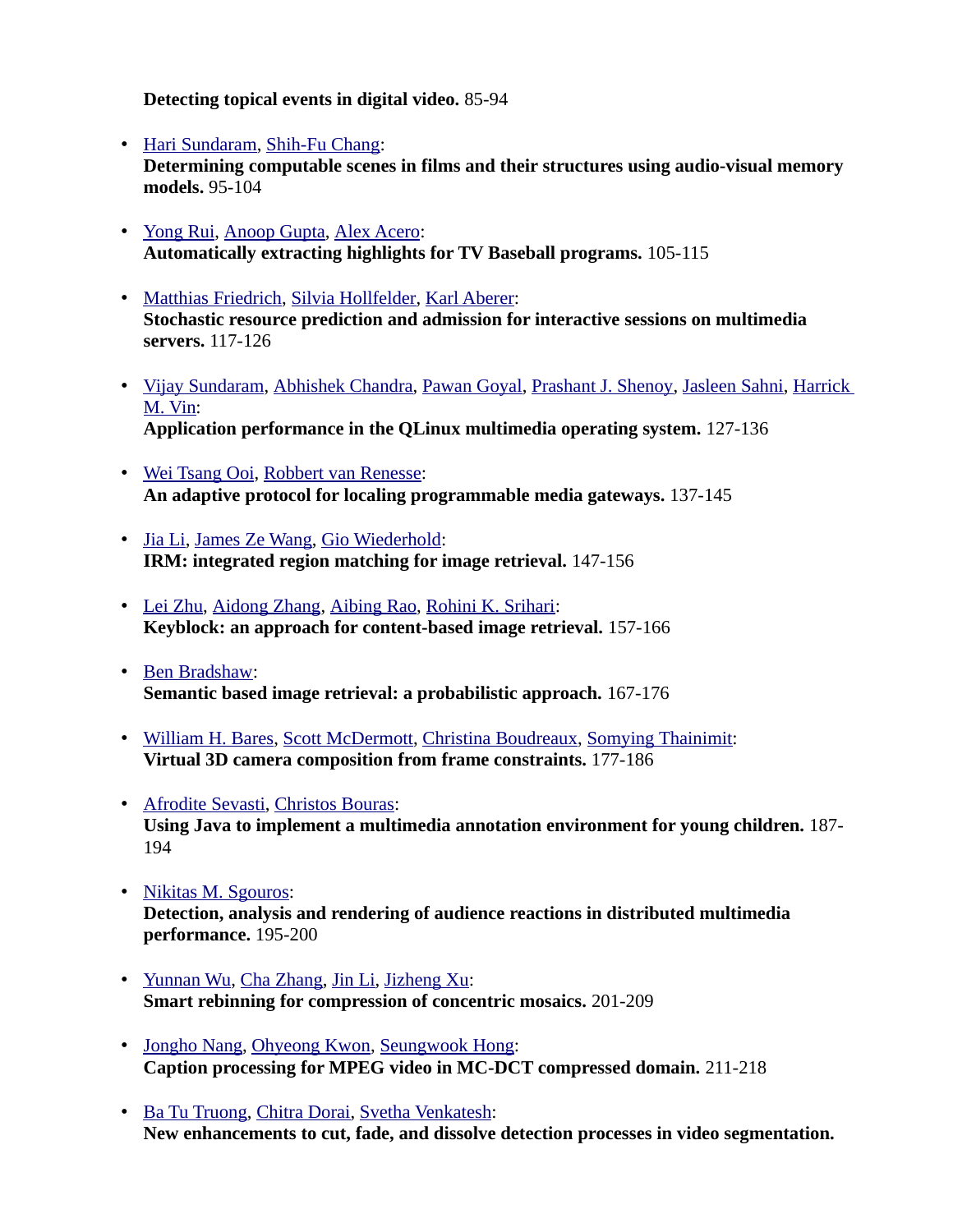**Detecting topical events in digital video.** 85-94

- Hari Sundaram, Shih-Fu Chang:
  **Determining computable scenes in films and their structures using audio-visual memory models.** 95-104

- Yong Rui, Anoop Gupta, Alex Acero:
  **Automatically extracting highlights for TV Baseball programs.** 105-115

- Matthias Friedrich, Silvia Hollfelder, Karl Aberer:
  **Stochastic resource prediction and admission for interactive sessions on multimedia servers.** 117-126

- Vijay Sundaram, Abhishek Chandra, Pawan Goyal, Prashant J. Shenoy, Jasleen Sahni, Harrick M. Vin:
  **Application performance in the QLinux multimedia operating system.** 127-136

- Wei Tsang Ooi, Robbert van Renesse:
  **An adaptive protocol for localing programmable media gateways.** 137-145

- Jia Li, James Ze Wang, Gio Wiederhold:
  **IRM: integrated region matching for image retrieval.** 147-156

- Lei Zhu, Aidong Zhang, Aibing Rao, Rohini K. Srihari:
  **Keyblock: an approach for content-based image retrieval.** 157-166

- Ben Bradshaw:
  **Semantic based image retrieval: a probabilistic approach.** 167-176

- William H. Bares, Scott McDermott, Christina Boudreaux, Somying Thainimit:
  **Virtual 3D camera composition from frame constraints.** 177-186

- Afrodite Sevasti, Christos Bouras:
  **Using Java to implement a multimedia annotation environment for young children.** 187-194

- Nikitas M. Sgouros:
  **Detection, analysis and rendering of audience reactions in distributed multimedia performance.** 195-200

- Yunnan Wu, Cha Zhang, Jin Li, Jizheng Xu:
  **Smart rebinning for compression of concentric mosaics.** 201-209

- Jongho Nang, Ohyeong Kwon, Seungwook Hong:
  **Caption processing for MPEG video in MC-DCT compressed domain.** 211-218

- Ba Tu Truong, Chitra Dorai, Svetha Venkatesh:
  **New enhancements to cut, fade, and dissolve detection processes in video segmentation.**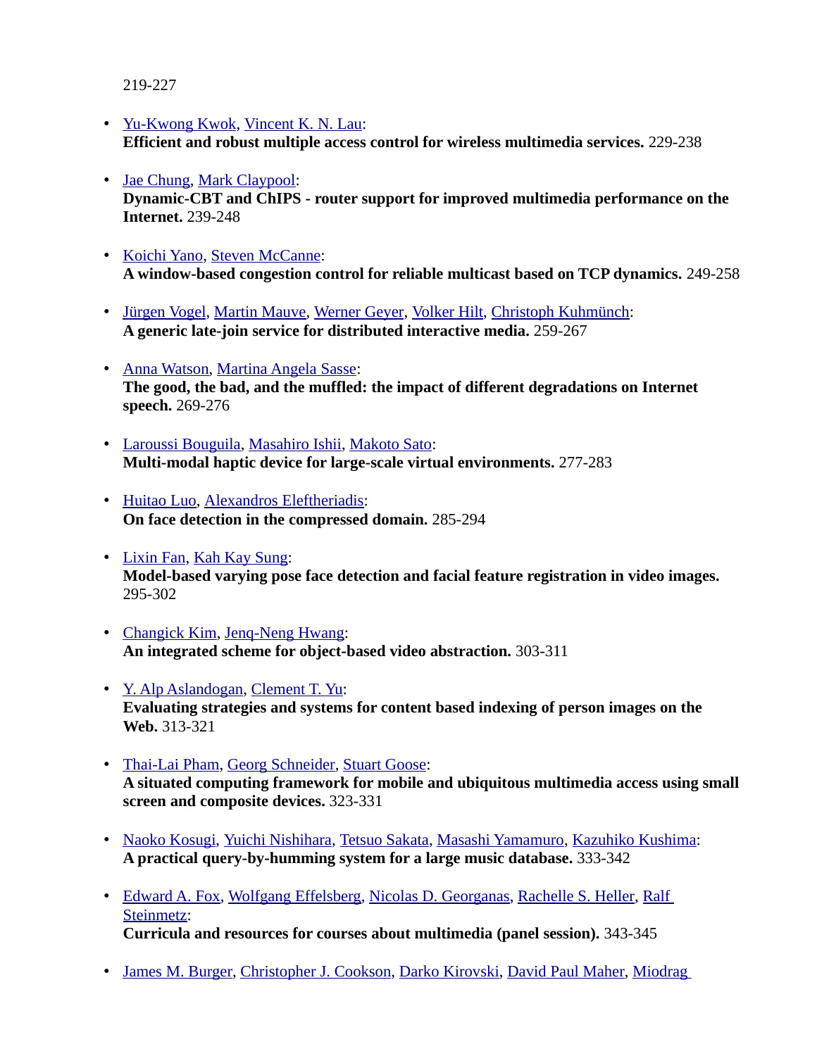219-227

- Yu-Kwong Kwok, Vincent K. N. Lau:
  **Efficient and robust multiple access control for wireless multimedia services.** 229-238

- Jae Chung, Mark Claypool:
  **Dynamic-CBT and ChIPS - router support for improved multimedia performance on the Internet.** 239-248

- Koichi Yano, Steven McCanne:
  **A window-based congestion control for reliable multicast based on TCP dynamics.** 249-258

- Jürgen Vogel, Martin Mauve, Werner Geyer, Volker Hilt, Christoph Kuhmünch:
  **A generic late-join service for distributed interactive media.** 259-267

- Anna Watson, Martina Angela Sasse:
  **The good, the bad, and the muffled: the impact of different degradations on Internet speech.** 269-276

- Laroussi Bouguila, Masahiro Ishii, Makoto Sato:
  **Multi-modal haptic device for large-scale virtual environments.** 277-283

- Huitao Luo, Alexandros Eleftheriadis:
  **On face detection in the compressed domain.** 285-294

- Lixin Fan, Kah Kay Sung:
  **Model-based varying pose face detection and facial feature registration in video images.** 295-302

- Changick Kim, Jenq-Neng Hwang:
  **An integrated scheme for object-based video abstraction.** 303-311

- Y. Alp Aslandogan, Clement T. Yu:
  **Evaluating strategies and systems for content based indexing of person images on the Web.** 313-321

- Thai-Lai Pham, Georg Schneider, Stuart Goose:
  **A situated computing framework for mobile and ubiquitous multimedia access using small screen and composite devices.** 323-331

- Naoko Kosugi, Yuichi Nishihara, Tetsuo Sakata, Masashi Yamamuro, Kazuhiko Kushima:
  **A practical query-by-humming system for a large music database.** 333-342

- Edward A. Fox, Wolfgang Effelsberg, Nicolas D. Georganas, Rachelle S. Heller, Ralf Steinmetz:
  **Curricula and resources for courses about multimedia (panel session).** 343-345

- James M. Burger, Christopher J. Cookson, Darko Kirovski, David Paul Maher, Miodrag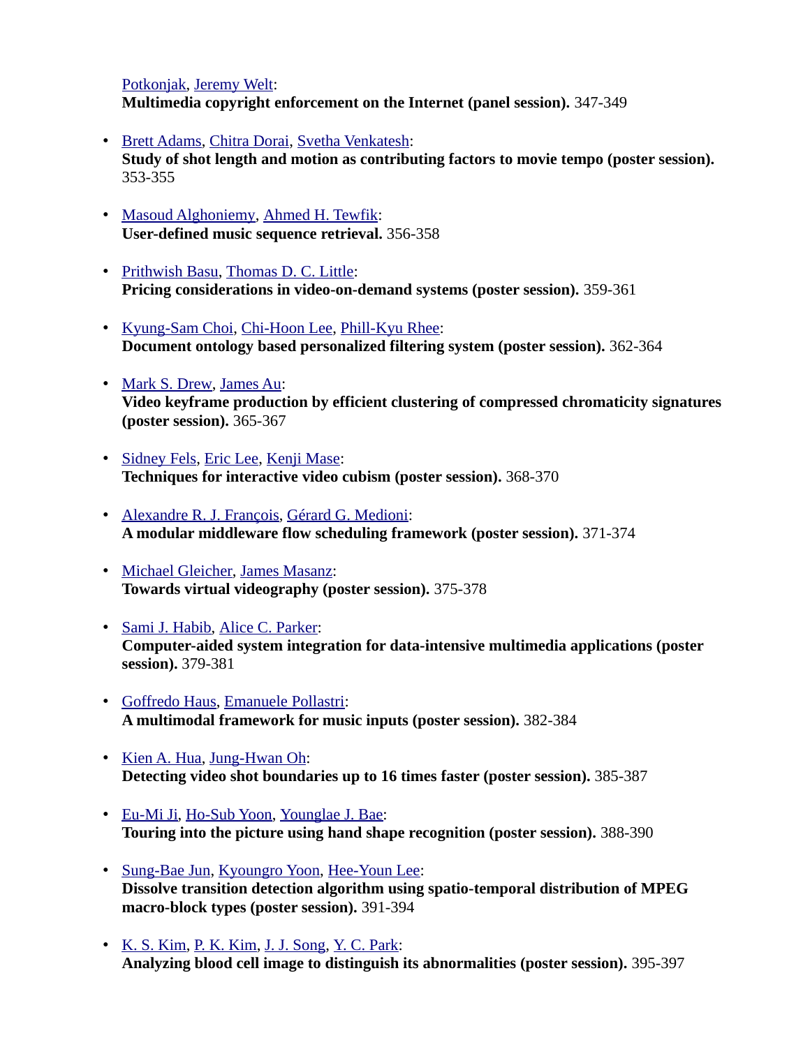Potkonjak, Jeremy Welt:
**Multimedia copyright enforcement on the Internet (panel session).** 347-349

- Brett Adams, Chitra Dorai, Svetha Venkatesh:
**Study of shot length and motion as contributing factors to movie tempo (poster session).** 353-355

- Masoud Alghoniemy, Ahmed H. Tewfik:
**User-defined music sequence retrieval.** 356-358

- Prithwish Basu, Thomas D. C. Little:
**Pricing considerations in video-on-demand systems (poster session).** 359-361

- Kyung-Sam Choi, Chi-Hoon Lee, Phill-Kyu Rhee:
**Document ontology based personalized filtering system (poster session).** 362-364

- Mark S. Drew, James Au:
**Video keyframe production by efficient clustering of compressed chromaticity signatures (poster session).** 365-367

- Sidney Fels, Eric Lee, Kenji Mase:
**Techniques for interactive video cubism (poster session).** 368-370

- Alexandre R. J. François, Gérard G. Medioni:
**A modular middleware flow scheduling framework (poster session).** 371-374

- Michael Gleicher, James Masanz:
**Towards virtual videography (poster session).** 375-378

- Sami J. Habib, Alice C. Parker:
**Computer-aided system integration for data-intensive multimedia applications (poster session).** 379-381

- Goffredo Haus, Emanuele Pollastri:
**A multimodal framework for music inputs (poster session).** 382-384

- Kien A. Hua, Jung-Hwan Oh:
**Detecting video shot boundaries up to 16 times faster (poster session).** 385-387

- Eu-Mi Ji, Ho-Sub Yoon, Younglae J. Bae:
**Touring into the picture using hand shape recognition (poster session).** 388-390

- Sung-Bae Jun, Kyoungro Yoon, Hee-Youn Lee:
**Dissolve transition detection algorithm using spatio-temporal distribution of MPEG macro-block types (poster session).** 391-394

- K. S. Kim, P. K. Kim, J. J. Song, Y. C. Park:
**Analyzing blood cell image to distinguish its abnormalities (poster session).** 395-397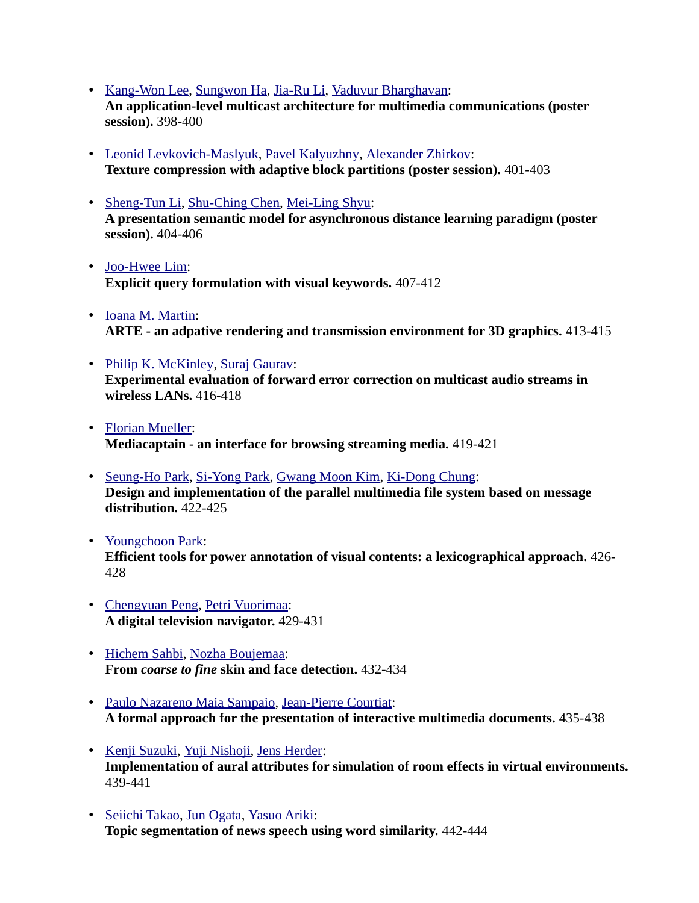- Kang-Won Lee, Sungwon Ha, Jia-Ru Li, Vaduvur Bharghavan:
**An application-level multicast architecture for multimedia communications (poster session).** 398-400

- Leonid Levkovich-Maslyuk, Pavel Kalyuzhny, Alexander Zhirkov:
**Texture compression with adaptive block partitions (poster session).** 401-403

- Sheng-Tun Li, Shu-Ching Chen, Mei-Ling Shyu:
**A presentation semantic model for asynchronous distance learning paradigm (poster session).** 404-406

- Joo-Hwee Lim:
**Explicit query formulation with visual keywords.** 407-412

- Ioana M. Martin:
**ARTE - an adpative rendering and transmission environment for 3D graphics.** 413-415

- Philip K. McKinley, Suraj Gaurav:
**Experimental evaluation of forward error correction on multicast audio streams in wireless LANs.** 416-418

- Florian Mueller:
**Mediacaptain - an interface for browsing streaming media.** 419-421

- Seung-Ho Park, Si-Yong Park, Gwang Moon Kim, Ki-Dong Chung:
**Design and implementation of the parallel multimedia file system based on message distribution.** 422-425

- Youngchoon Park:
**Efficient tools for power annotation of visual contents: a lexicographical approach.** 426-428

- Chengyuan Peng, Petri Vuorimaa:
**A digital television navigator.** 429-431

- Hichem Sahbi, Nozha Boujemaa:
**From *coarse to fine* skin and face detection.** 432-434

- Paulo Nazareno Maia Sampaio, Jean-Pierre Courtiat:
**A formal approach for the presentation of interactive multimedia documents.** 435-438

- Kenji Suzuki, Yuji Nishoji, Jens Herder:
**Implementation of aural attributes for simulation of room effects in virtual environments.** 439-441

- Seiichi Takao, Jun Ogata, Yasuo Ariki:
**Topic segmentation of news speech using word similarity.** 442-444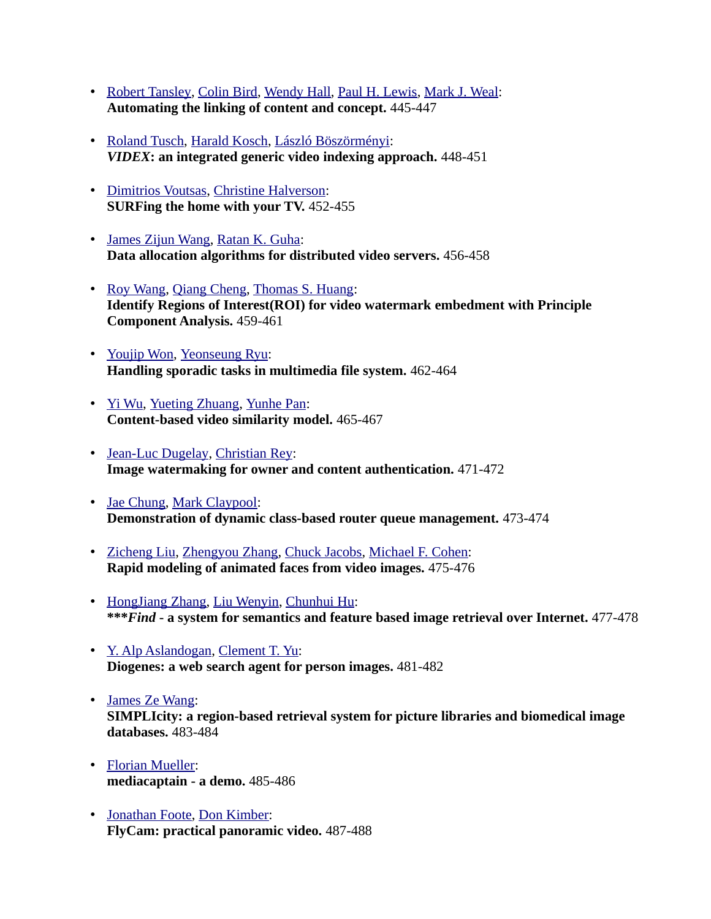- Robert Tansley, Colin Bird, Wendy Hall, Paul H. Lewis, Mark J. Weal:
**Automating the linking of content and concept.** 445-447

- Roland Tusch, Harald Kosch, László Böszörményi:
***VIDEX*: an integrated generic video indexing approach.** 448-451

- Dimitrios Voutsas, Christine Halverson:
**SURFing the home with your TV.** 452-455

- James Zijun Wang, Ratan K. Guha:
**Data allocation algorithms for distributed video servers.** 456-458

- Roy Wang, Qiang Cheng, Thomas S. Huang:
**Identify Regions of Interest(ROI) for video watermark embedment with Principle Component Analysis.** 459-461

- Youjip Won, Yeonseung Ryu:
**Handling sporadic tasks in multimedia file system.** 462-464

- Yi Wu, Yueting Zhuang, Yunhe Pan:
**Content-based video similarity model.** 465-467

- Jean-Luc Dugelay, Christian Rey:
**Image watermaking for owner and content authentication.** 471-472

- Jae Chung, Mark Claypool:
**Demonstration of dynamic class-based router queue management.** 473-474

- Zicheng Liu, Zhengyou Zhang, Chuck Jacobs, Michael F. Cohen:
**Rapid modeling of animated faces from video images.** 475-476

- HongJiang Zhang, Liu Wenyin, Chunhui Hu:
**\*\*\****Find*** - a system for semantics and feature based image retrieval over Internet.** 477-478

- Y. Alp Aslandogan, Clement T. Yu:
**Diogenes: a web search agent for person images.** 481-482

- James Ze Wang:
**SIMPLIcity: a region-based retrieval system for picture libraries and biomedical image databases.** 483-484

- Florian Mueller:
**mediacaptain - a demo.** 485-486

- Jonathan Foote, Don Kimber:
**FlyCam: practical panoramic video.** 487-488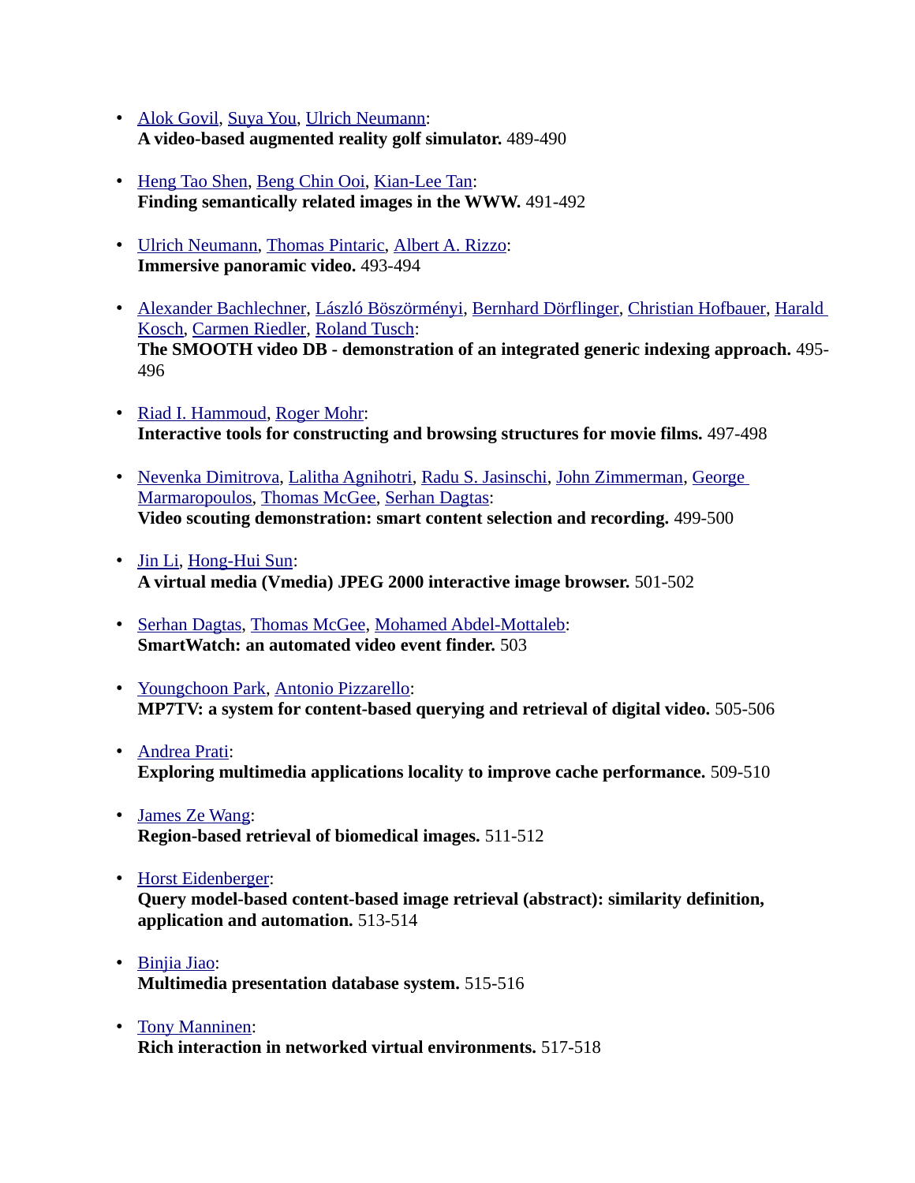- Alok Govil, Suya You, Ulrich Neumann:
  **A video-based augmented reality golf simulator.** 489-490

- Heng Tao Shen, Beng Chin Ooi, Kian-Lee Tan:
  **Finding semantically related images in the WWW.** 491-492

- Ulrich Neumann, Thomas Pintaric, Albert A. Rizzo:
  **Immersive panoramic video.** 493-494

- Alexander Bachlechner, László Böszörményi, Bernhard Dörflinger, Christian Hofbauer, Harald Kosch, Carmen Riedler, Roland Tusch:
  **The SMOOTH video DB - demonstration of an integrated generic indexing approach.** 495-496

- Riad I. Hammoud, Roger Mohr:
  **Interactive tools for constructing and browsing structures for movie films.** 497-498

- Nevenka Dimitrova, Lalitha Agnihotri, Radu S. Jasinschi, John Zimmerman, George Marmaropoulos, Thomas McGee, Serhan Dagtas:
  **Video scouting demonstration: smart content selection and recording.** 499-500

- Jin Li, Hong-Hui Sun:
  **A virtual media (Vmedia) JPEG 2000 interactive image browser.** 501-502

- Serhan Dagtas, Thomas McGee, Mohamed Abdel-Mottaleb:
  **SmartWatch: an automated video event finder.** 503

- Youngchoon Park, Antonio Pizzarello:
  **MP7TV: a system for content-based querying and retrieval of digital video.** 505-506

- Andrea Prati:
  **Exploring multimedia applications locality to improve cache performance.** 509-510

- James Ze Wang:
  **Region-based retrieval of biomedical images.** 511-512

- Horst Eidenberger:
  **Query model-based content-based image retrieval (abstract): similarity definition, application and automation.** 513-514

- Binjia Jiao:
  **Multimedia presentation database system.** 515-516

- Tony Manninen:
  **Rich interaction in networked virtual environments.** 517-518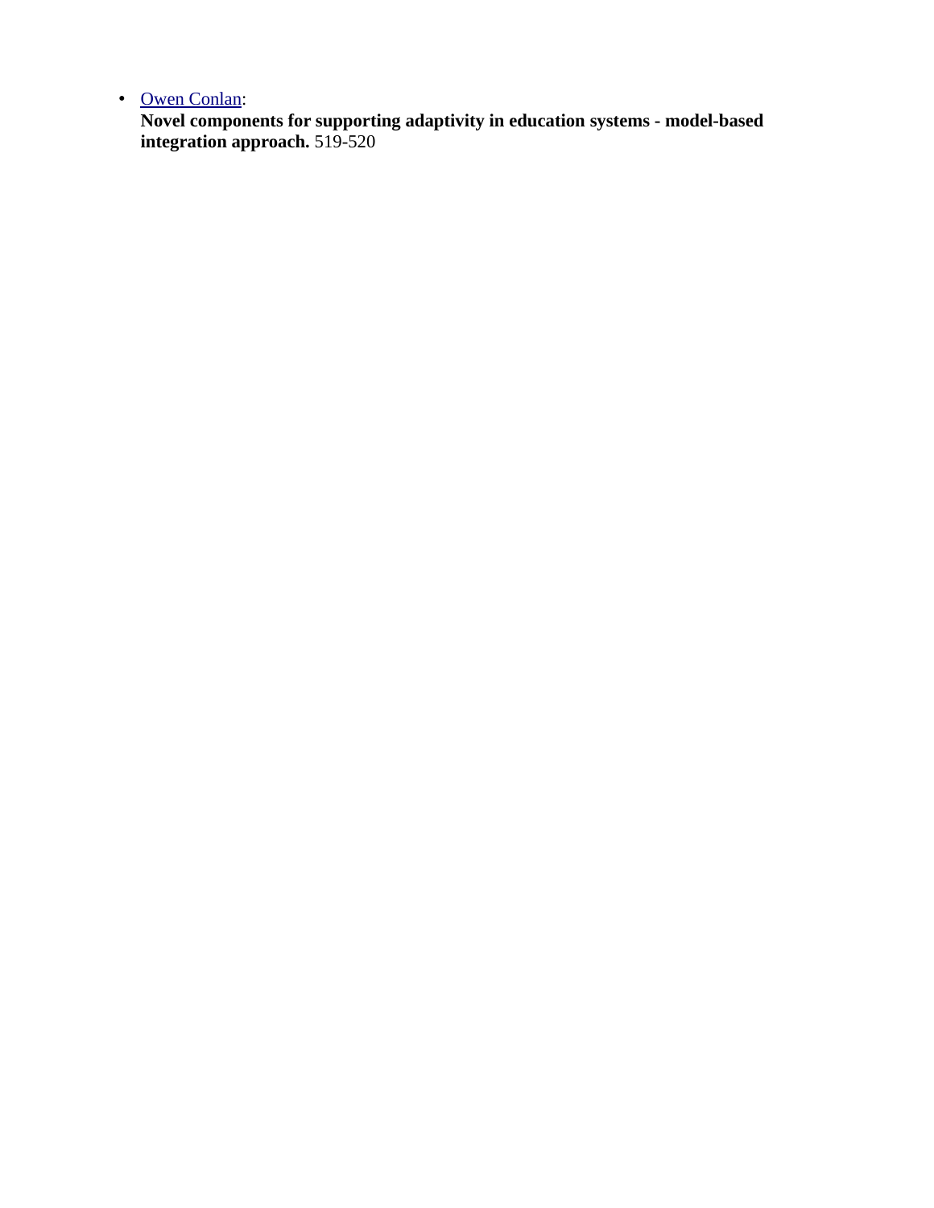- Owen Conlan:
  **Novel components for supporting adaptivity in education systems - model-based integration approach.** 519-520